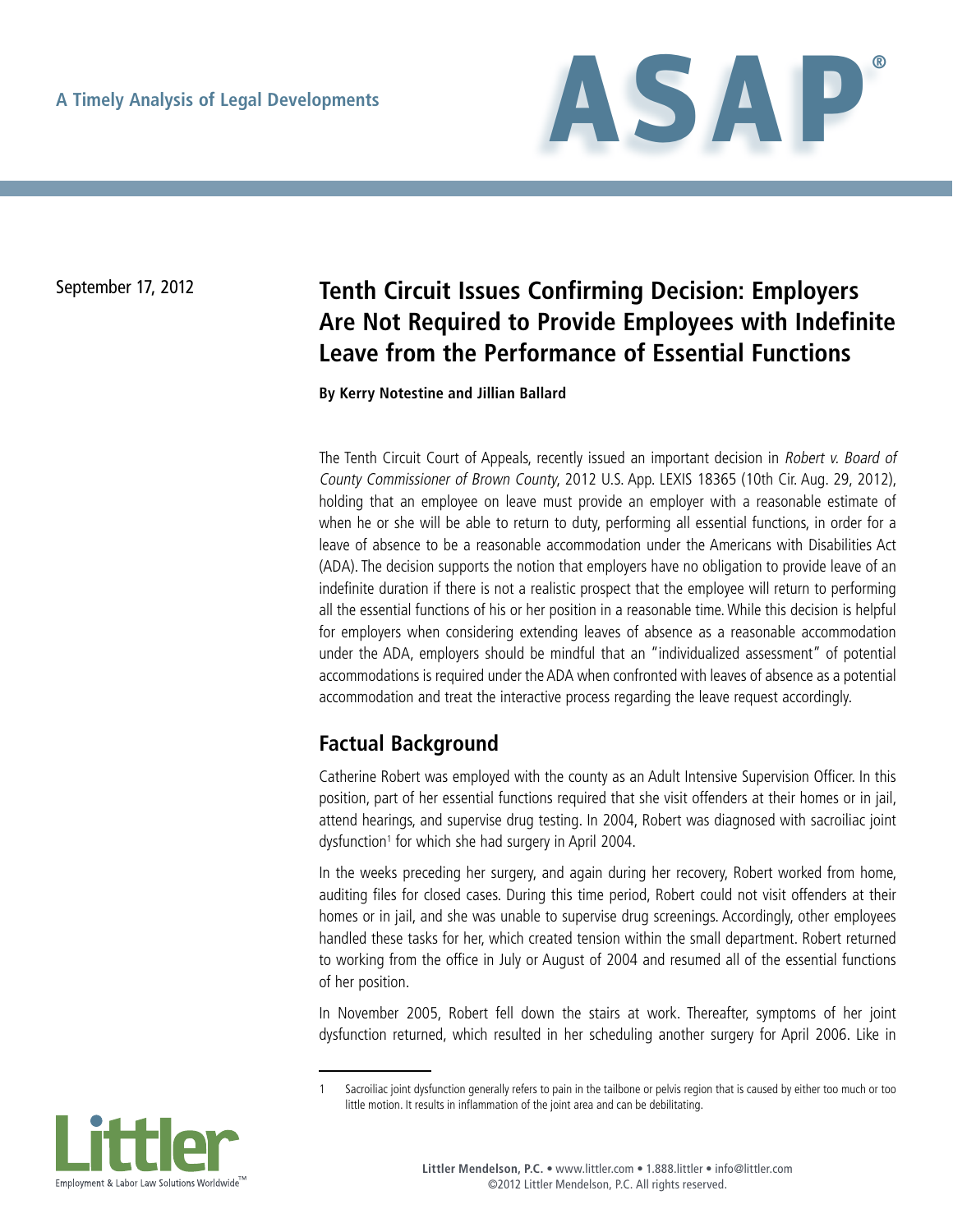A Timely Analysis of Legal Developments

# ASAP®

September 17, 2012

# Tenth Circuit Issues Confirming Decision: Employers Are Not Required to Provide Employees with Indefinite Leave from the Performance of Essential Functions

**By Kerry Notestine and Jillian Ballard**

The Tenth Circuit Court of Appeals, recently issued an important decision in *Robert v. Board of County Commissioner of Brown County*, 2012 U.S. App. LEXIS 18365 (10th Cir. Aug. 29, 2012), holding that an employee on leave must provide an employer with a reasonable estimate of when he or she will be able to return to duty, performing all essential functions, in order for a leave of absence to be a reasonable accommodation under the Americans with Disabilities Act (ADA). The decision supports the notion that employers have no obligation to provide leave of an indefinite duration if there is not a realistic prospect that the employee will return to performing all the essential functions of his or her position in a reasonable time. While this decision is helpful for employers when considering extending leaves of absence as a reasonable accommodation under the ADA, employers should be mindful that an "individualized assessment" of potential accommodations is required under the ADA when confronted with leaves of absence as a potential accommodation and treat the interactive process regarding the leave request accordingly.

## Factual Background

Catherine Robert was employed with the county as an Adult Intensive Supervision Officer. In this position, part of her essential functions required that she visit offenders at their homes or in jail, attend hearings, and supervise drug testing. In 2004, Robert was diagnosed with sacroiliac joint dysfunction[1] for which she had surgery in April 2004.

In the weeks preceding her surgery, and again during her recovery, Robert worked from home, auditing files for closed cases. During this time period, Robert could not visit offenders at their homes or in jail, and she was unable to supervise drug screenings. Accordingly, other employees handled these tasks for her, which created tension within the small department. Robert returned to working from the office in July or August of 2004 and resumed all of the essential functions of her position.

In November 2005, Robert fell down the stairs at work. Thereafter, symptoms of her joint dysfunction returned, which resulted in her scheduling another surgery for April 2006. Like in

1 Sacroiliac joint dysfunction generally refers to pain in the tailbone or pelvis region that is caused by either too much or too little motion. It results in inflammation of the joint area and can be debilitating.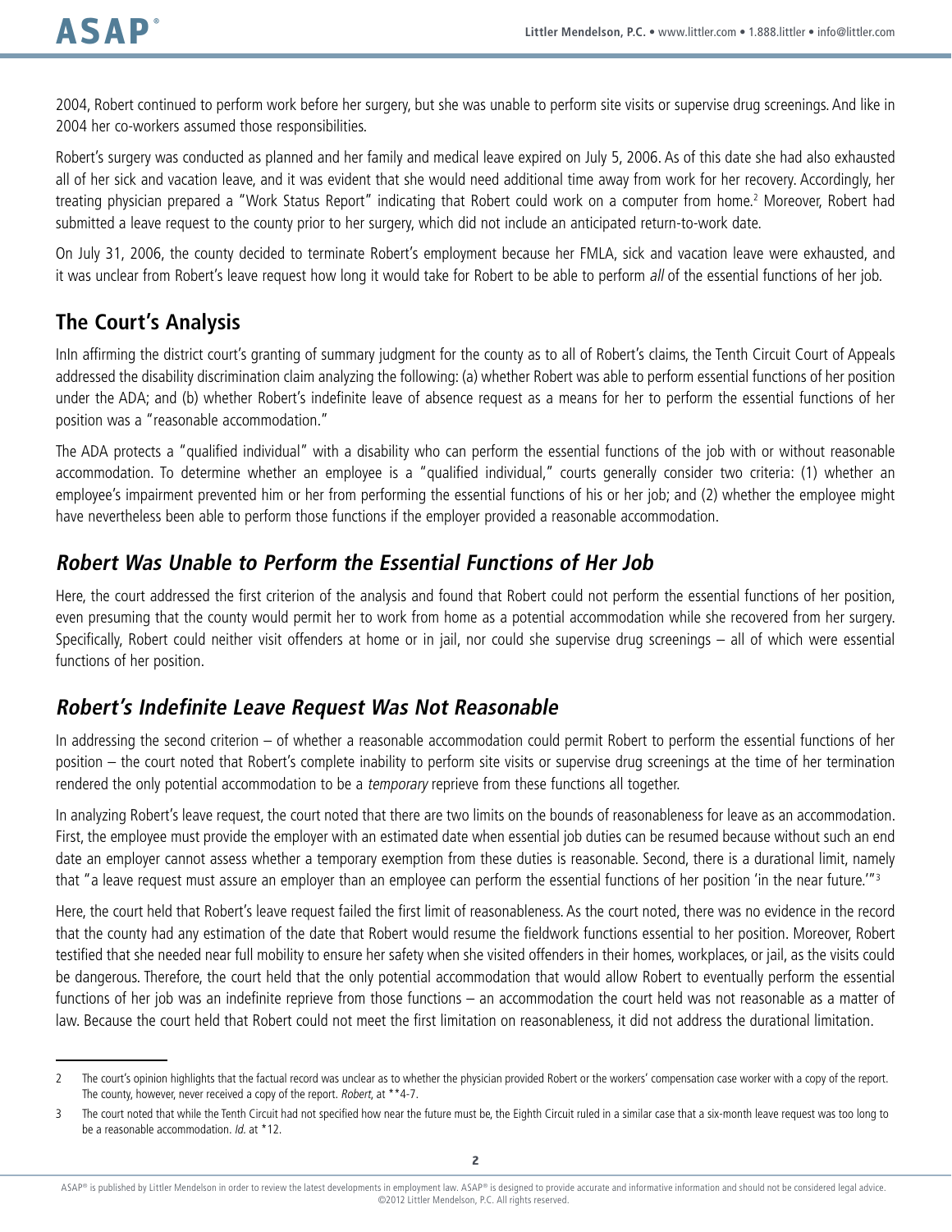2004, Robert continued to perform work before her surgery, but she was unable to perform site visits or supervise drug screenings. And like in 2004 her co-workers assumed those responsibilities.

Robert's surgery was conducted as planned and her family and medical leave expired on July 5, 2006. As of this date she had also exhausted all of her sick and vacation leave, and it was evident that she would need additional time away from work for her recovery. Accordingly, her treating physician prepared a "Work Status Report" indicating that Robert could work on a computer from home.[2] Moreover, Robert had submitted a leave request to the county prior to her surgery, which did not include an anticipated return-to-work date.

On July 31, 2006, the county decided to terminate Robert's employment because her FMLA, sick and vacation leave were exhausted, and it was unclear from Robert's leave request how long it would take for Robert to be able to perform *all* of the essential functions of her job.

## The Court's Analysis

InIn affirming the district court's granting of summary judgment for the county as to all of Robert's claims, the Tenth Circuit Court of Appeals addressed the disability discrimination claim analyzing the following: (a) whether Robert was able to perform essential functions of her position under the ADA; and (b) whether Robert's indefinite leave of absence request as a means for her to perform the essential functions of her position was a "reasonable accommodation."

The ADA protects a "qualified individual" with a disability who can perform the essential functions of the job with or without reasonable accommodation. To determine whether an employee is a "qualified individual," courts generally consider two criteria: (1) whether an employee's impairment prevented him or her from performing the essential functions of his or her job; and (2) whether the employee might have nevertheless been able to perform those functions if the employer provided a reasonable accommodation.

### *Robert Was Unable to Perform the Essential Functions of Her Job*

Here, the court addressed the first criterion of the analysis and found that Robert could not perform the essential functions of her position, even presuming that the county would permit her to work from home as a potential accommodation while she recovered from her surgery. Specifically, Robert could neither visit offenders at home or in jail, nor could she supervise drug screenings – all of which were essential functions of her position.

### *Robert's Indefinite Leave Request Was Not Reasonable*

In addressing the second criterion – of whether a reasonable accommodation could permit Robert to perform the essential functions of her position – the court noted that Robert's complete inability to perform site visits or supervise drug screenings at the time of her termination rendered the only potential accommodation to be a *temporary* reprieve from these functions all together.

In analyzing Robert's leave request, the court noted that there are two limits on the bounds of reasonableness for leave as an accommodation. First, the employee must provide the employer with an estimated date when essential job duties can be resumed because without such an end date an employer cannot assess whether a temporary exemption from these duties is reasonable. Second, there is a durational limit, namely that "a leave request must assure an employer than an employee can perform the essential functions of her position 'in the near future.'"[3]

Here, the court held that Robert's leave request failed the first limit of reasonableness. As the court noted, there was no evidence in the record that the county had any estimation of the date that Robert would resume the fieldwork functions essential to her position. Moreover, Robert testified that she needed near full mobility to ensure her safety when she visited offenders in their homes, workplaces, or jail, as the visits could be dangerous. Therefore, the court held that the only potential accommodation that would allow Robert to eventually perform the essential functions of her job was an indefinite reprieve from those functions – an accommodation the court held was not reasonable as a matter of law. Because the court held that Robert could not meet the first limitation on reasonableness, it did not address the durational limitation.

---

2 The court's opinion highlights that the factual record was unclear as to whether the physician provided Robert or the workers' compensation case worker with a copy of the report. The county, however, never received a copy of the report. *Robert*, at **4-7.

3 The court noted that while the Tenth Circuit had not specified how near the future must be, the Eighth Circuit ruled in a similar case that a six-month leave request was too long to be a reasonable accommodation. *Id.* at *12.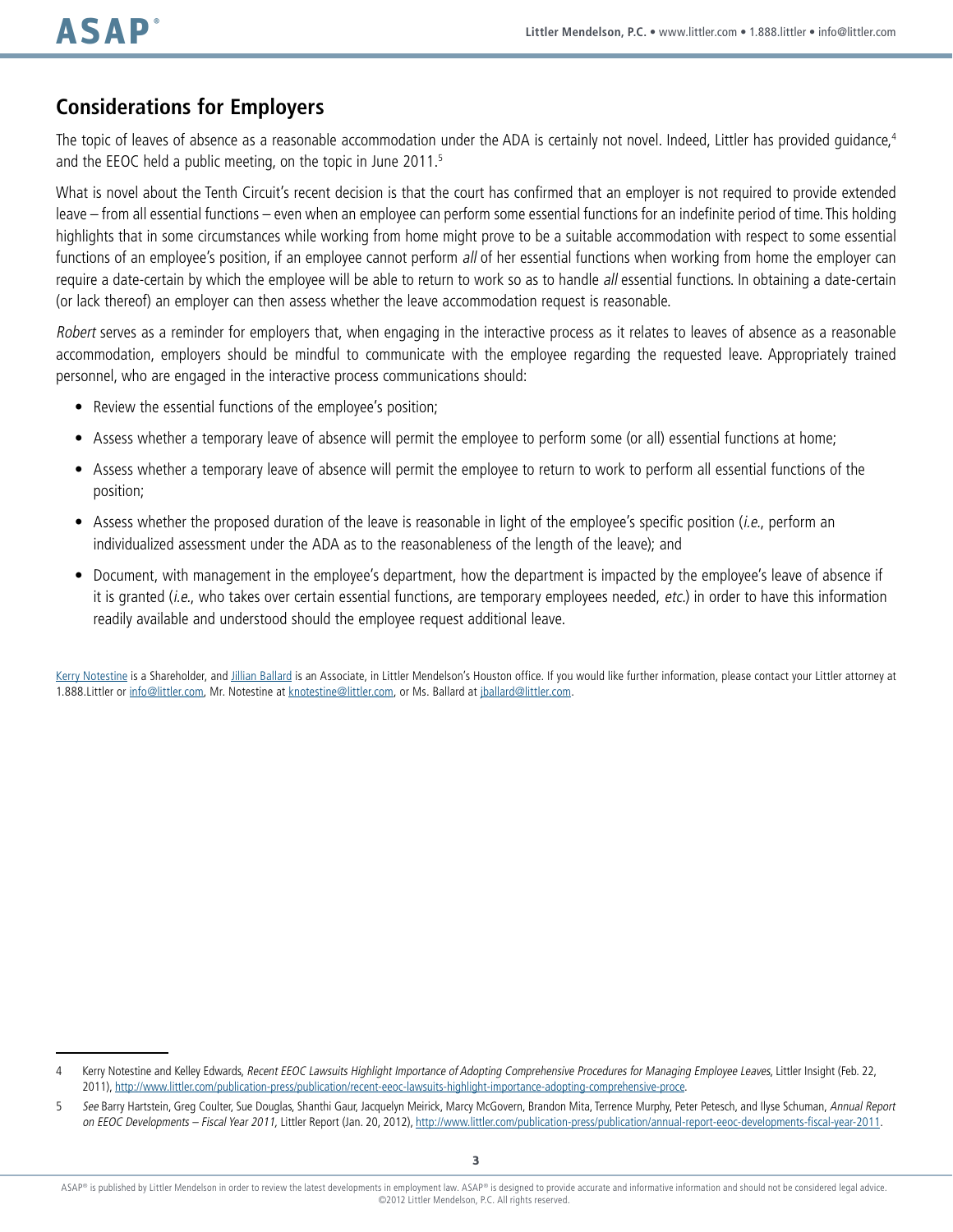## Considerations for Employers

The topic of leaves of absence as a reasonable accommodation under the ADA is certainly not novel. Indeed, Littler has provided guidance,[4] and the EEOC held a public meeting, on the topic in June 2011.[5]

What is novel about the Tenth Circuit's recent decision is that the court has confirmed that an employer is not required to provide extended leave – from all essential functions – even when an employee can perform some essential functions for an indefinite period of time. This holding highlights that in some circumstances while working from home might prove to be a suitable accommodation with respect to some essential functions of an employee's position, if an employee cannot perform *all* of her essential functions when working from home the employer can require a date-certain by which the employee will be able to return to work so as to handle *all* essential functions. In obtaining a date-certain (or lack thereof) an employer can then assess whether the leave accommodation request is reasonable.

*Robert* serves as a reminder for employers that, when engaging in the interactive process as it relates to leaves of absence as a reasonable accommodation, employers should be mindful to communicate with the employee regarding the requested leave. Appropriately trained personnel, who are engaged in the interactive process communications should:

- Review the essential functions of the employee's position;
- Assess whether a temporary leave of absence will permit the employee to perform some (or all) essential functions at home;
- Assess whether a temporary leave of absence will permit the employee to return to work to perform all essential functions of the position;
- Assess whether the proposed duration of the leave is reasonable in light of the employee's specific position (*i.e.*, perform an individualized assessment under the ADA as to the reasonableness of the length of the leave); and
- Document, with management in the employee's department, how the department is impacted by the employee's leave of absence if it is granted (*i.e.*, who takes over certain essential functions, are temporary employees needed, *etc.*) in order to have this information readily available and understood should the employee request additional leave.

Kerry Notestine is a Shareholder, and Jillian Ballard is an Associate, in Littler Mendelson's Houston office. If you would like further information, please contact your Littler attorney at 1.888.Littler or info@littler.com, Mr. Notestine at knotestine@littler.com, or Ms. Ballard at jballard@littler.com.

---

4 Kerry Notestine and Kelley Edwards, *Recent EEOC Lawsuits Highlight Importance of Adopting Comprehensive Procedures for Managing Employee Leaves*, Littler Insight (Feb. 22, 2011), http://www.littler.com/publication-press/publication/recent-eeoc-lawsuits-highlight-importance-adopting-comprehensive-proce.

5 *See* Barry Hartstein, Greg Coulter, Sue Douglas, Shanthi Gaur, Jacquelyn Meirick, Marcy McGovern, Brandon Mita, Terrence Murphy, Peter Petesch, and Ilyse Schuman, *Annual Report on EEOC Developments – Fiscal Year 2011*, Littler Report (Jan. 20, 2012), http://www.littler.com/publication-press/publication/annual-report-eeoc-developments-fiscal-year-2011.